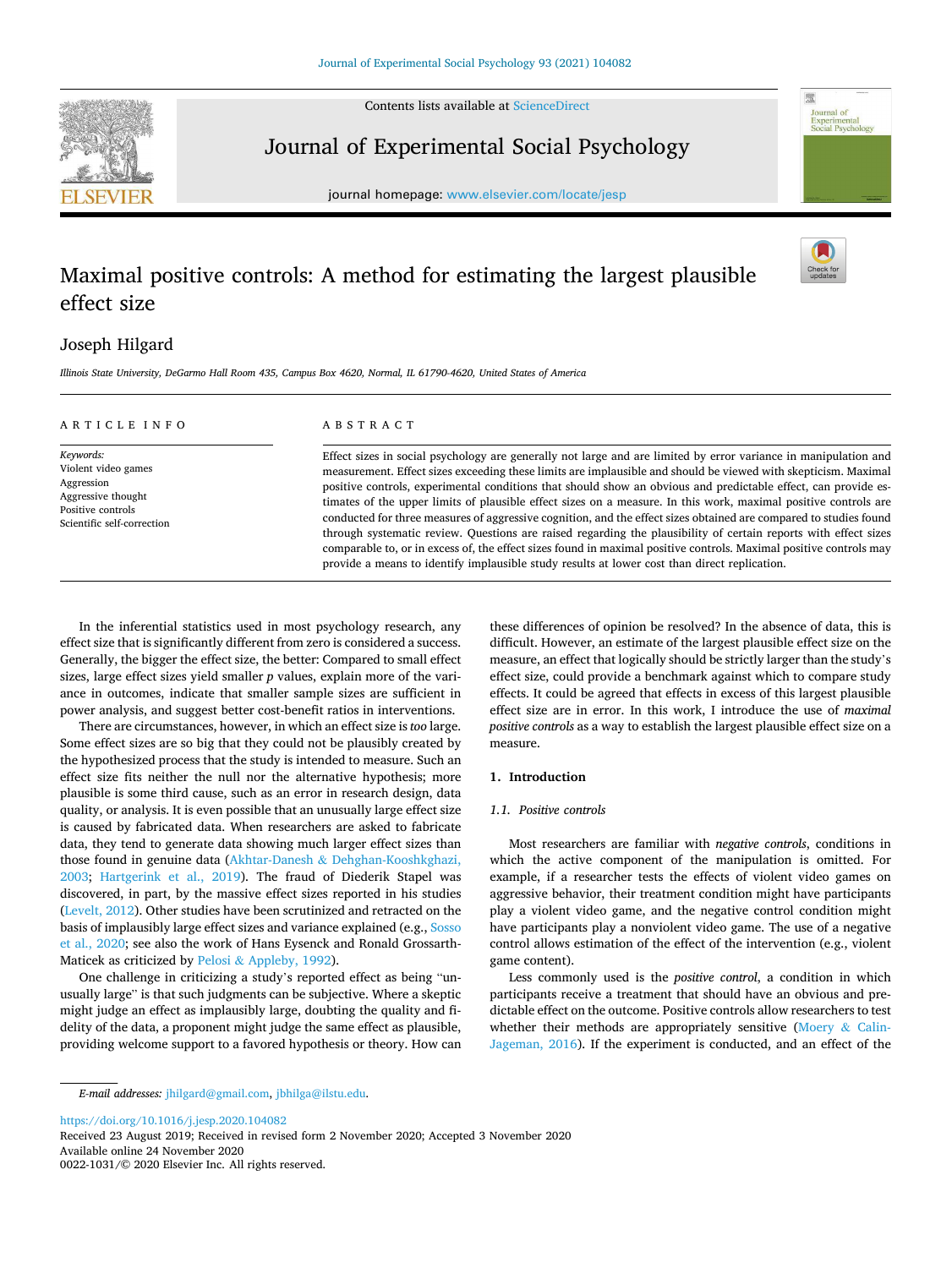# Maximal positive controls: A method for estimating the largest plausible effect size

Joseph Hilgard

*Illinois State University, DeGarmo Hall Room 435, Campus Box 4620, Normal, IL 61790-4620, United States of America*

ARTICLE INFO

*Keywords:*
Violent video games
Aggression
Aggressive thought
Positive controls
Scientific self-correction

ABSTRACT

Effect sizes in social psychology are generally not large and are limited by error variance in manipulation and measurement. Effect sizes exceeding these limits are implausible and should be viewed with skepticism. Maximal positive controls, experimental conditions that should show an obvious and predictable effect, can provide estimates of the upper limits of plausible effect sizes on a measure. In this work, maximal positive controls are conducted for three measures of aggressive cognition, and the effect sizes obtained are compared to studies found through systematic review. Questions are raised regarding the plausibility of certain reports with effect sizes comparable to, or in excess of, the effect sizes found in maximal positive controls. Maximal positive controls may provide a means to identify implausible study results at lower cost than direct replication.

In the inferential statistics used in most psychology research, any effect size that is significantly different from zero is considered a success. Generally, the bigger the effect size, the better: Compared to small effect sizes, large effect sizes yield smaller *p* values, explain more of the variance in outcomes, indicate that smaller sample sizes are sufficient in power analysis, and suggest better cost-benefit ratios in interventions.

There are circumstances, however, in which an effect size is *too* large. Some effect sizes are so big that they could not be plausibly created by the hypothesized process that the study is intended to measure. Such an effect size fits neither the null nor the alternative hypothesis; more plausible is some third cause, such as an error in research design, data quality, or analysis. It is even possible that an unusually large effect size is caused by fabricated data. When researchers are asked to fabricate data, they tend to generate data showing much larger effect sizes than those found in genuine data (Akhtar-Danesh & Dehghan-Kooshkghazi, 2003; Hartgerink et al., 2019). The fraud of Diederik Stapel was discovered, in part, by the massive effect sizes reported in his studies (Levelt, 2012). Other studies have been scrutinized and retracted on the basis of implausibly large effect sizes and variance explained (e.g., Sosso et al., 2020; see also the work of Hans Eysenck and Ronald Grossarth-Maticek as criticized by Pelosi & Appleby, 1992).

One challenge in criticizing a study's reported effect as being "unusually large" is that such judgments can be subjective. Where a skeptic might judge an effect as implausibly large, doubting the quality and fidelity of the data, a proponent might judge the same effect as plausible, providing welcome support to a favored hypothesis or theory. How can these differences of opinion be resolved? In the absence of data, this is difficult. However, an estimate of the largest plausible effect size on the measure, an effect that logically should be strictly larger than the study's effect size, could provide a benchmark against which to compare study effects. It could be agreed that effects in excess of this largest plausible effect size are in error. In this work, I introduce the use of *maximal positive controls* as a way to establish the largest plausible effect size on a measure.

## 1. Introduction

### 1.1. Positive controls

Most researchers are familiar with *negative controls*, conditions in which the active component of the manipulation is omitted. For example, if a researcher tests the effects of violent video games on aggressive behavior, their treatment condition might have participants play a violent video game, and the negative control condition might have participants play a nonviolent video game. The use of a negative control allows estimation of the effect of the intervention (e.g., violent game content).

Less commonly used is the *positive control*, a condition in which participants receive a treatment that should have an obvious and predictable effect on the outcome. Positive controls allow researchers to test whether their methods are appropriately sensitive (Moery & Calin-Jageman, 2016). If the experiment is conducted, and an effect of the

*E-mail addresses:* jhilgard@gmail.com, jbhilga@ilstu.edu.

https://doi.org/10.1016/j.jesp.2020.104082
Received 23 August 2019; Received in revised form 2 November 2020; Accepted 3 November 2020
Available online 24 November 2020
0022-1031/© 2020 Elsevier Inc. All rights reserved.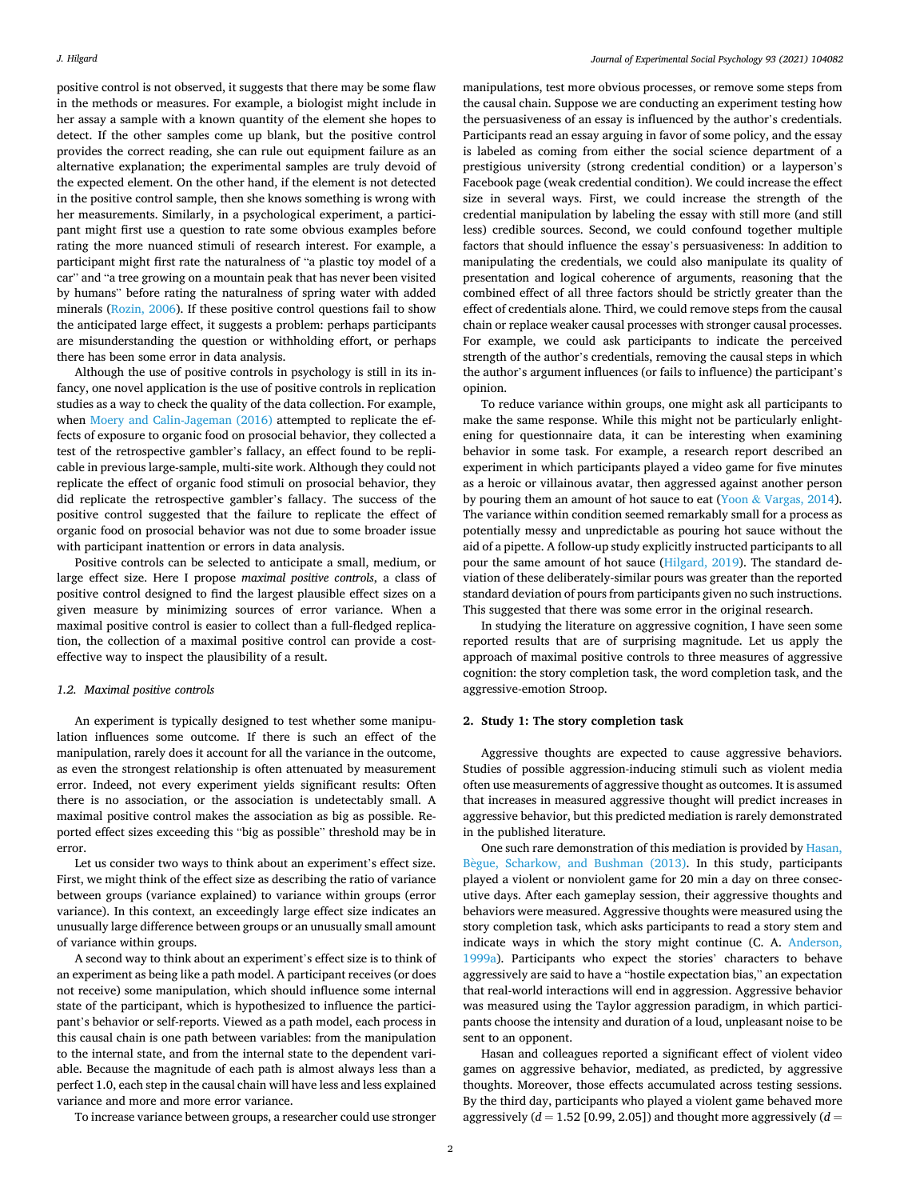positive control is not observed, it suggests that there may be some flaw in the methods or measures. For example, a biologist might include in her assay a sample with a known quantity of the element she hopes to detect. If the other samples come up blank, but the positive control provides the correct reading, she can rule out equipment failure as an alternative explanation; the experimental samples are truly devoid of the expected element. On the other hand, if the element is not detected in the positive control sample, then she knows something is wrong with her measurements. Similarly, in a psychological experiment, a participant might first use a question to rate some obvious examples before rating the more nuanced stimuli of research interest. For example, a participant might first rate the naturalness of "a plastic toy model of a car" and "a tree growing on a mountain peak that has never been visited by humans" before rating the naturalness of spring water with added minerals (Rozin, 2006). If these positive control questions fail to show the anticipated large effect, it suggests a problem: perhaps participants are misunderstanding the question or withholding effort, or perhaps there has been some error in data analysis.

Although the use of positive controls in psychology is still in its infancy, one novel application is the use of positive controls in replication studies as a way to check the quality of the data collection. For example, when Moery and Calin-Jageman (2016) attempted to replicate the effects of exposure to organic food on prosocial behavior, they collected a test of the retrospective gambler's fallacy, an effect found to be replicable in previous large-sample, multi-site work. Although they could not replicate the effect of organic food stimuli on prosocial behavior, they did replicate the retrospective gambler's fallacy. The success of the positive control suggested that the failure to replicate the effect of organic food on prosocial behavior was not due to some broader issue with participant inattention or errors in data analysis.

Positive controls can be selected to anticipate a small, medium, or large effect size. Here I propose *maximal positive controls*, a class of positive control designed to find the largest plausible effect sizes on a given measure by minimizing sources of error variance. When a maximal positive control is easier to collect than a full-fledged replication, the collection of a maximal positive control can provide a cost-effective way to inspect the plausibility of a result.

### 1.2. Maximal positive controls

An experiment is typically designed to test whether some manipulation influences some outcome. If there is such an effect of the manipulation, rarely does it account for all the variance in the outcome, as even the strongest relationship is often attenuated by measurement error. Indeed, not every experiment yields significant results: Often there is no association, or the association is undetectably small. A maximal positive control makes the association as big as possible. Reported effect sizes exceeding this "big as possible" threshold may be in error.

Let us consider two ways to think about an experiment's effect size. First, we might think of the effect size as describing the ratio of variance between groups (variance explained) to variance within groups (error variance). In this context, an exceedingly large effect size indicates an unusually large difference between groups or an unusually small amount of variance within groups.

A second way to think about an experiment's effect size is to think of an experiment as being like a path model. A participant receives (or does not receive) some manipulation, which should influence some internal state of the participant, which is hypothesized to influence the participant's behavior or self-reports. Viewed as a path model, each process in this causal chain is one path between variables: from the manipulation to the internal state, and from the internal state to the dependent variable. Because the magnitude of each path is almost always less than a perfect 1.0, each step in the causal chain will have less and less explained variance and more and more error variance.

To increase variance between groups, a researcher could use stronger manipulations, test more obvious processes, or remove some steps from the causal chain. Suppose we are conducting an experiment testing how the persuasiveness of an essay is influenced by the author's credentials. Participants read an essay arguing in favor of some policy, and the essay is labeled as coming from either the social science department of a prestigious university (strong credential condition) or a layperson's Facebook page (weak credential condition). We could increase the effect size in several ways. First, we could increase the strength of the credential manipulation by labeling the essay with still more (and still less) credible sources. Second, we could confound together multiple factors that should influence the essay's persuasiveness: In addition to manipulating the credentials, we could also manipulate its quality of presentation and logical coherence of arguments, reasoning that the combined effect of all three factors should be strictly greater than the effect of credentials alone. Third, we could remove steps from the causal chain or replace weaker causal processes with stronger causal processes. For example, we could ask participants to indicate the perceived strength of the author's credentials, removing the causal steps in which the author's argument influences (or fails to influence) the participant's opinion.

To reduce variance within groups, one might ask all participants to make the same response. While this might not be particularly enlightening for questionnaire data, it can be interesting when examining behavior in some task. For example, a research report described an experiment in which participants played a video game for five minutes as a heroic or villainous avatar, then aggressed against another person by pouring them an amount of hot sauce to eat (Yoon & Vargas, 2014). The variance within condition seemed remarkably small for a process as potentially messy and unpredictable as pouring hot sauce without the aid of a pipette. A follow-up study explicitly instructed participants to all pour the same amount of hot sauce (Hilgard, 2019). The standard deviation of these deliberately-similar pours was greater than the reported standard deviation of pours from participants given no such instructions. This suggested that there was some error in the original research.

In studying the literature on aggressive cognition, I have seen some reported results that are of surprising magnitude. Let us apply the approach of maximal positive controls to three measures of aggressive cognition: the story completion task, the word completion task, and the aggressive-emotion Stroop.

## 2. Study 1: The story completion task

Aggressive thoughts are expected to cause aggressive behaviors. Studies of possible aggression-inducing stimuli such as violent media often use measurements of aggressive thought as outcomes. It is assumed that increases in measured aggressive thought will predict increases in aggressive behavior, but this predicted mediation is rarely demonstrated in the published literature.

One such rare demonstration of this mediation is provided by Hasan, Bègue, Scharkow, and Bushman (2013). In this study, participants played a violent or nonviolent game for 20 min a day on three consecutive days. After each gameplay session, their aggressive thoughts and behaviors were measured. Aggressive thoughts were measured using the story completion task, which asks participants to read a story stem and indicate ways in which the story might continue (C. A. Anderson, 1999a). Participants who expect the stories' characters to behave aggressively are said to have a "hostile expectation bias," an expectation that real-world interactions will end in aggression. Aggressive behavior was measured using the Taylor aggression paradigm, in which participants choose the intensity and duration of a loud, unpleasant noise to be sent to an opponent.

Hasan and colleagues reported a significant effect of violent video games on aggressive behavior, mediated, as predicted, by aggressive thoughts. Moreover, those effects accumulated across testing sessions. By the third day, participants who played a violent game behaved more aggressively ($d = 1.52$ [0.99, 2.05]) and thought more aggressively ($d =$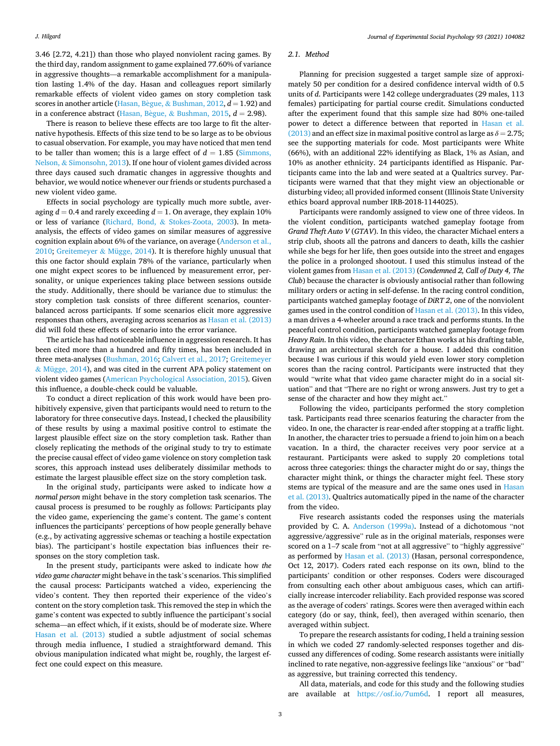3.46 [2.72, 4.21]) than those who played nonviolent racing games. By the third day, random assignment to game explained 77.60% of variance in aggressive thoughts—a remarkable accomplishment for a manipulation lasting 1.4% of the day. Hasan and colleagues report similarly remarkable effects of violent video games on story completion task scores in another article (Hasan, Bègue, & Bushman, 2012, $d = 1.92$) and in a conference abstract (Hasan, Bègue, & Bushman, 2015, $d = 2.98$).

There is reason to believe these effects are too large to fit the alternative hypothesis. Effects of this size tend to be so large as to be obvious to casual observation. For example, you may have noticed that men tend to be taller than women; this is a large effect of $d = 1.85$ (Simmons, Nelson, & Simonsohn, 2013). If one hour of violent games divided across three days caused such dramatic changes in aggressive thoughts and behavior, we would notice whenever our friends or students purchased a new violent video game.

Effects in social psychology are typically much more subtle, averaging $d = 0.4$ and rarely exceeding $d = 1$. On average, they explain 10% or less of variance (Richard, Bond, & Stokes-Zoota, 2003). In meta-analysis, the effects of video games on similar measures of aggressive cognition explain about 6% of the variance, on average (Anderson et al., 2010; Greitemeyer & Mügge, 2014). It is therefore highly unusual that this one factor should explain 78% of the variance, particularly when one might expect scores to be influenced by measurement error, personality, or unique experiences taking place between sessions outside the study. Additionally, there should be variance due to stimulus: the story completion task consists of three different scenarios, counterbalanced across participants. If some scenarios elicit more aggressive responses than others, averaging across scenarios as Hasan et al. (2013) did will fold these effects of scenario into the error variance.

The article has had noticeable influence in aggression research. It has been cited more than a hundred and fifty times, has been included in three meta-analyses (Bushman, 2016; Calvert et al., 2017; Greitemeyer & Mügge, 2014), and was cited in the current APA policy statement on violent video games (American Psychological Association, 2015). Given this influence, a double-check could be valuable.

To conduct a direct replication of this work would have been prohibitively expensive, given that participants would need to return to the laboratory for three consecutive days. Instead, I checked the plausibility of these results by using a maximal positive control to estimate the largest plausible effect size on the story completion task. Rather than closely replicating the methods of the original study to try to estimate the precise causal effect of video game violence on story completion task scores, this approach instead uses deliberately dissimilar methods to estimate the largest plausible effect size on the story completion task.

In the original study, participants were asked to indicate how *a normal person* might behave in the story completion task scenarios. The causal process is presumed to be roughly as follows: Participants play the video game, experiencing the game's content. The game's content influences the participants' perceptions of how people generally behave (e.g., by activating aggressive schemas or teaching a hostile expectation bias). The participant's hostile expectation bias influences their responses on the story completion task.

In the present study, participants were asked to indicate how *the video game character* might behave in the task's scenarios. This simplified the causal process: Participants watched a video, experiencing the video's content. They then reported their experience of the video's content on the story completion task. This removed the step in which the game's content was expected to subtly influence the participant's social schema—an effect which, if it exists, should be of moderate size. Where Hasan et al. (2013) studied a subtle adjustment of social schemas through media influence, I studied a straightforward demand. This obvious manipulation indicated what might be, roughly, the largest effect one could expect on this measure.

### 2.1. Method

Planning for precision suggested a target sample size of approximately 50 per condition for a desired confidence interval width of 0.5 units of *d*. Participants were 142 college undergraduates (29 males, 113 females) participating for partial course credit. Simulations conducted after the experiment found that this sample size had 80% one-tailed power to detect a difference between that reported in Hasan et al. (2013) and an effect size in maximal positive control as large as $\delta = 2.75$; see the supporting materials for code. Most participants were White (66%), with an additional 22% identifying as Black, 1% as Asian, and 10% as another ethnicity. 24 participants identified as Hispanic. Participants came into the lab and were seated at a Qualtrics survey. Participants were warned that that they might view an objectionable or disturbing video; all provided informed consent (Illinois State University ethics board approval number IRB-2018-1144025).

Participants were randomly assigned to view one of three videos. In the violent condition, participants watched gameplay footage from *Grand Theft Auto V* (*GTAV*). In this video, the character Michael enters a strip club, shoots all the patrons and dancers to death, kills the cashier while she begs for her life, then goes outside into the street and engages the police in a prolonged shootout. I used this stimulus instead of the violent games from Hasan et al. (2013) (***Condemned 2, Call of Duty 4, The Club***) because the character is obviously antisocial rather than following military orders or acting in self-defense. In the racing control condition, participants watched gameplay footage of *DiRT 2*, one of the nonviolent games used in the control condition of Hasan et al. (2013). In this video, a man drives a 4-wheeler around a race track and performs stunts. In the peaceful control condition, participants watched gameplay footage from *Heavy Rain*. In this video, the character Ethan works at his drafting table, drawing an architectural sketch for a house. I added this condition because I was curious if this would yield even lower story completion scores than the racing control. Participants were instructed that they would "write what that video game character might do in a social situation" and that "There are no right or wrong answers. Just try to get a sense of the character and how they might act."

Following the video, participants performed the story completion task. Participants read three scenarios featuring the character from the video. In one, the character is rear-ended after stopping at a traffic light. In another, the character tries to persuade a friend to join him on a beach vacation. In a third, the character receives very poor service at a restaurant. Participants were asked to supply 20 completions total across three categories: things the character might do or say, things the character might think, or things the character might feel. These story stems are typical of the measure and are the same ones used in Hasan et al. (2013). Qualtrics automatically piped in the name of the character from the video.

Five research assistants coded the responses using the materials provided by C. A. Anderson (1999a). Instead of a dichotomous "not aggressive/aggressive" rule as in the original materials, responses were scored on a 1–7 scale from "not at all aggressive" to "highly aggressive" as performed by Hasan et al. (2013) (Hasan, personal correspondence, Oct 12, 2017). Coders rated each response on its own, blind to the participants' condition or other responses. Coders were discouraged from consulting each other about ambiguous cases, which can artificially increase intercoder reliability. Each provided response was scored as the average of coders' ratings. Scores were then averaged within each category (do or say, think, feel), then averaged within scenario, then averaged within subject.

To prepare the research assistants for coding, I held a training session in which we coded 27 randomly-selected responses together and discussed any differences of coding. Some research assistants were initially inclined to rate negative, non-aggressive feelings like "anxious" or "bad" as aggressive, but training corrected this tendency.

All data, materials, and code for this study and the following studies are available at https://osf.io/7um6d. I report all measures,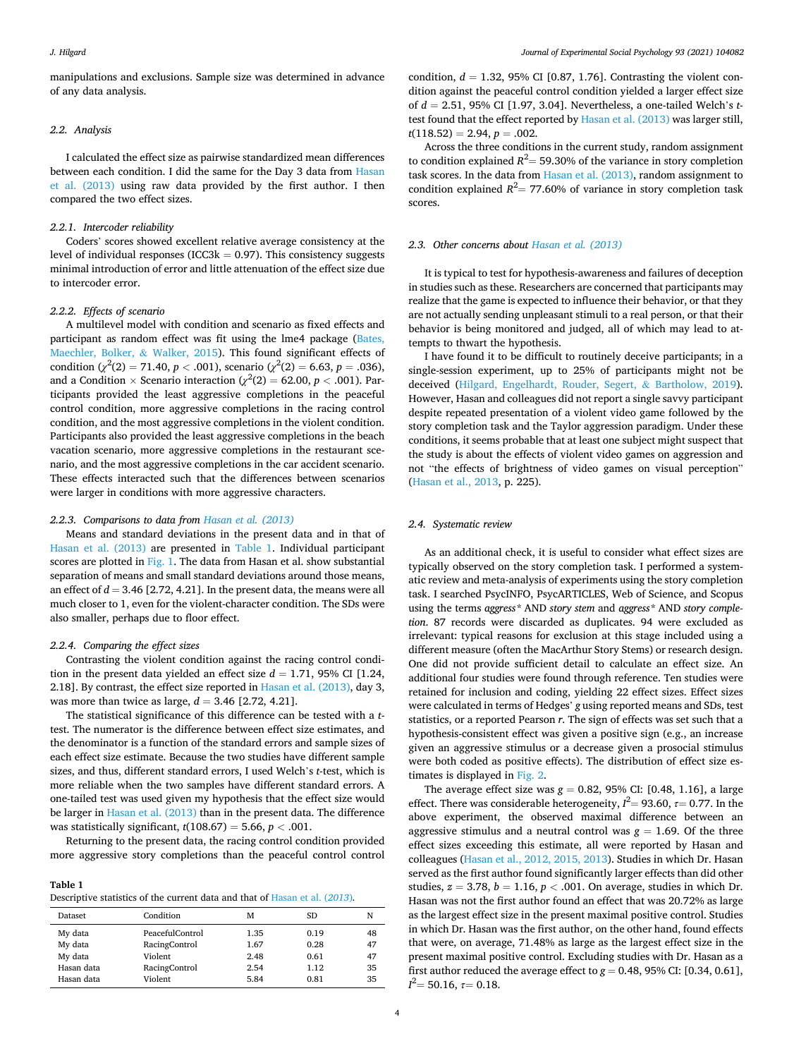manipulations and exclusions. Sample size was determined in advance of any data analysis.

### 2.2. Analysis

I calculated the effect size as pairwise standardized mean differences between each condition. I did the same for the Day 3 data from Hasan et al. (2013) using raw data provided by the first author. I then compared the two effect sizes.

#### 2.2.1. Intercoder reliability

Coders' scores showed excellent relative average consistency at the level of individual responses (ICC3k = 0.97). This consistency suggests minimal introduction of error and little attenuation of the effect size due to intercoder error.

#### 2.2.2. Effects of scenario

A multilevel model with condition and scenario as fixed effects and participant as random effect was fit using the lme4 package (Bates, Maechler, Bolker, & Walker, 2015). This found significant effects of condition ($\chi^2(2) = 71.40$, $p < .001$), scenario ($\chi^2(2) = 6.63$, $p = .036$), and a Condition × Scenario interaction ($\chi^2(2) = 62.00$, $p < .001$). Participants provided the least aggressive completions in the peaceful control condition, more aggressive completions in the racing control condition, and the most aggressive completions in the violent condition. Participants also provided the least aggressive completions in the beach vacation scenario, more aggressive completions in the restaurant scenario, and the most aggressive completions in the car accident scenario. These effects interacted such that the differences between scenarios were larger in conditions with more aggressive characters.

#### 2.2.3. Comparisons to data from Hasan et al. (2013)

Means and standard deviations in the present data and in that of Hasan et al. (2013) are presented in Table 1. Individual participant scores are plotted in Fig. 1. The data from Hasan et al. show substantial separation of means and small standard deviations around those means, an effect of $d = 3.46$ [2.72, 4.21]. In the present data, the means were all much closer to 1, even for the violent-character condition. The SDs were also smaller, perhaps due to floor effect.

#### 2.2.4. Comparing the effect sizes

Contrasting the violent condition against the racing control condition in the present data yielded an effect size $d = 1.71$, 95% CI [1.24, 2.18]. By contrast, the effect size reported in Hasan et al. (2013), day 3, was more than twice as large, $d = 3.46$ [2.72, 4.21].

The statistical significance of this difference can be tested with a *t*-test. The numerator is the difference between effect size estimates, and the denominator is a function of the standard errors and sample sizes of each effect size estimate. Because the two studies have different sample sizes, and thus, different standard errors, I used Welch's *t*-test, which is more reliable when the two samples have different standard errors. A one-tailed test was used given my hypothesis that the effect size would be larger in Hasan et al. (2013) than in the present data. The difference was statistically significant, $t(108.67) = 5.66$, $p < .001$.

Returning to the present data, the racing control condition provided more aggressive story completions than the peaceful control control condition, $d = 1.32$, 95% CI [0.87, 1.76]. Contrasting the violent condition against the peaceful control condition yielded a larger effect size of $d = 2.51$, 95% CI [1.97, 3.04]. Nevertheless, a one-tailed Welch's *t*-test found that the effect reported by Hasan et al. (2013) was larger still, $t(118.52) = 2.94$, $p = .002$.

Across the three conditions in the current study, random assignment to condition explained $R^2 = 59.30\%$ of the variance in story completion task scores. In the data from Hasan et al. (2013), random assignment to condition explained $R^2 = 77.60\%$ of variance in story completion task scores.

**Table 1**
Descriptive statistics of the current data and that of Hasan et al. (*2013*).

| Dataset | Condition | M | SD | N |
|---|---|---|---|---|
| My data | PeacefulControl | 1.35 | 0.19 | 48 |
| My data | RacingControl | 1.67 | 0.28 | 47 |
| My data | Violent | 2.48 | 0.61 | 47 |
| Hasan data | RacingControl | 2.54 | 1.12 | 35 |
| Hasan data | Violent | 5.84 | 0.81 | 35 |

### 2.3. Other concerns about Hasan et al. (2013)

It is typical to test for hypothesis-awareness and failures of deception in studies such as these. Researchers are concerned that participants may realize that the game is expected to influence their behavior, or that they are not actually sending unpleasant stimuli to a real person, or that their behavior is being monitored and judged, all of which may lead to attempts to thwart the hypothesis.

I have found it to be difficult to routinely deceive participants; in a single-session experiment, up to 25% of participants might not be deceived (Hilgard, Engelhardt, Rouder, Segert, & Bartholow, 2019). However, Hasan and colleagues did not report a single savvy participant despite repeated presentation of a violent video game followed by the story completion task and the Taylor aggression paradigm. Under these conditions, it seems probable that at least one subject might suspect that the study is about the effects of violent video games on aggression and not "the effects of brightness of video games on visual perception" (Hasan et al., 2013, p. 225).

### 2.4. Systematic review

As an additional check, it is useful to consider what effect sizes are typically observed on the story completion task. I performed a systematic review and meta-analysis of experiments using the story completion task. I searched PsycINFO, PsycARTICLES, Web of Science, and Scopus using the terms *aggress** AND *story stem* and *aggress** AND *story completion*. 87 records were discarded as duplicates. 94 were excluded as irrelevant: typical reasons for exclusion at this stage included using a different measure (often the MacArthur Story Stems) or research design. One did not provide sufficient detail to calculate an effect size. An additional four studies were found through reference. Ten studies were retained for inclusion and coding, yielding 22 effect sizes. Effect sizes were calculated in terms of Hedges' *g* using reported means and SDs, test statistics, or a reported Pearson *r*. The sign of effects was set such that a hypothesis-consistent effect was given a positive sign (e.g., an increase given an aggressive stimulus or a decrease given a prosocial stimulus were both coded as positive effects). The distribution of effect size estimates is displayed in Fig. 2.

The average effect size was $g = 0.82$, 95% CI: [0.48, 1.16], a large effect. There was considerable heterogeneity, $I^2 = 93.60$, $\tau = 0.77$. In the above experiment, the observed maximal difference between an aggressive stimulus and a neutral control was $g = 1.69$. Of the three effect sizes exceeding this estimate, all were reported by Hasan and colleagues (Hasan et al., 2012, 2015, 2013). Studies in which Dr. Hasan served as the first author found significantly larger effects than did other studies, $z = 3.78$, $b = 1.16$, $p < .001$. On average, studies in which Dr. Hasan was not the first author found an effect that was 20.72% as large as the largest effect size in the present maximal positive control. Studies in which Dr. Hasan was the first author, on the other hand, found effects that were, on average, 71.48% as large as the largest effect size in the present maximal positive control. Excluding studies with Dr. Hasan as a first author reduced the average effect to $g = 0.48$, 95% CI: [0.34, 0.61], $I^2 = 50.16$, $\tau = 0.18$.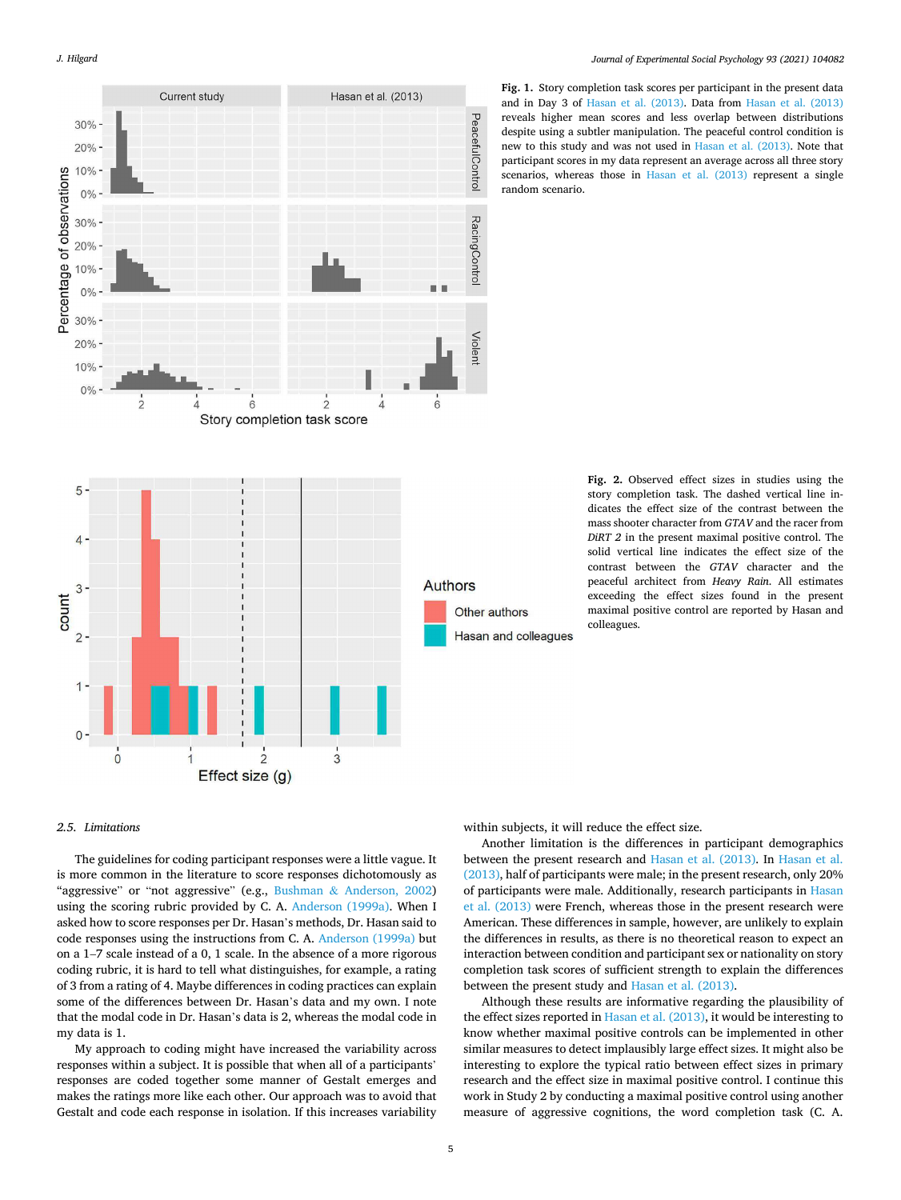**Fig. 1.** Story completion task scores per participant in the present data and in Day 3 of Hasan et al. (2013). Data from Hasan et al. (2013) reveals higher mean scores and less overlap between distributions despite using a subtler manipulation. The peaceful control condition is new to this study and was not used in Hasan et al. (2013). Note that participant scores in my data represent an average across all three story scenarios, whereas those in Hasan et al. (2013) represent a single random scenario.

**Fig. 2.** Observed effect sizes in studies using the story completion task. The dashed vertical line indicates the effect size of the contrast between the mass shooter character from *GTA V* and the racer from *DiRT 2* in the present maximal positive control. The solid vertical line indicates the effect size of the contrast between the *GTA V* character and the peaceful architect from *Heavy Rain*. All estimates exceeding the effect sizes found in the present maximal positive control are reported by Hasan and colleagues.

### 2.5. Limitations

The guidelines for coding participant responses were a little vague. It is more common in the literature to score responses dichotomously as "aggressive" or "not aggressive" (e.g., Bushman & Anderson, 2002) using the scoring rubric provided by C. A. Anderson (1999a). When I asked how to score responses per Dr. Hasan's methods, Dr. Hasan said to code responses using the instructions from C. A. Anderson (1999a) but on a 1–7 scale instead of a 0, 1 scale. In the absence of a more rigorous coding rubric, it is hard to tell what distinguishes, for example, a rating of 3 from a rating of 4. Maybe differences in coding practices can explain some of the differences between Dr. Hasan's data and my own. I note that the modal code in Dr. Hasan's data is 2, whereas the modal code in my data is 1.

My approach to coding might have increased the variability across responses within a subject. It is possible that when all of a participants' responses are coded together some manner of Gestalt emerges and makes the ratings more like each other. Our approach was to avoid that Gestalt and code each response in isolation. If this increases variability within subjects, it will reduce the effect size.

Another limitation is the differences in participant demographics between the present research and Hasan et al. (2013). In Hasan et al. (2013), half of participants were male; in the present research, only 20% of participants were male. Additionally, research participants in Hasan et al. (2013) were French, whereas those in the present research were American. These differences in sample, however, are unlikely to explain the differences in results, as there is no theoretical reason to expect an interaction between condition and participant sex or nationality on story completion task scores of sufficient strength to explain the differences between the present study and Hasan et al. (2013).

Although these results are informative regarding the plausibility of the effect sizes reported in Hasan et al. (2013), it would be interesting to know whether maximal positive controls can be implemented in other similar measures to detect implausibly large effect sizes. It might also be interesting to explore the typical ratio between effect sizes in primary research and the effect size in maximal positive control. I continue this work in Study 2 by conducting a maximal positive control using another measure of aggressive cognitions, the word completion task (C. A.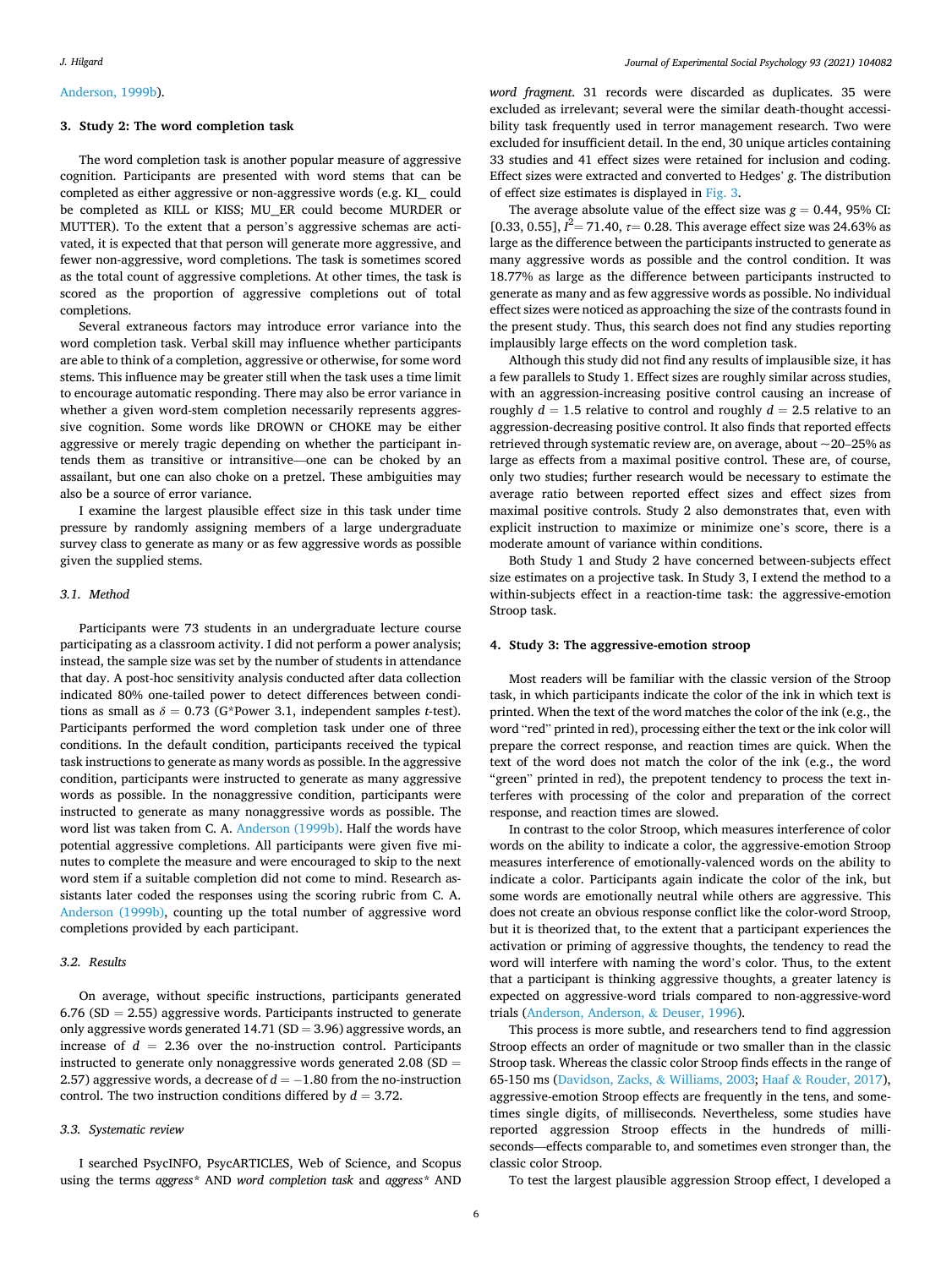Anderson, 1999b).

## 3. Study 2: The word completion task

The word completion task is another popular measure of aggressive cognition. Participants are presented with word stems that can be completed as either aggressive or non-aggressive words (e.g. KI_ could be completed as KILL or KISS; MU_ER could become MURDER or MUTTER). To the extent that a person's aggressive schemas are activated, it is expected that that person will generate more aggressive, and fewer non-aggressive, word completions. The task is sometimes scored as the total count of aggressive completions. At other times, the task is scored as the proportion of aggressive completions out of total completions.

Several extraneous factors may introduce error variance into the word completion task. Verbal skill may influence whether participants are able to think of a completion, aggressive or otherwise, for some word stems. This influence may be greater still when the task uses a time limit to encourage automatic responding. There may also be error variance in whether a given word-stem completion necessarily represents aggressive cognition. Some words like DROWN or CHOKE may be either aggressive or merely tragic depending on whether the participant intends them as transitive or intransitive—one can be choked by an assailant, but one can also choke on a pretzel. These ambiguities may also be a source of error variance.

I examine the largest plausible effect size in this task under time pressure by randomly assigning members of a large undergraduate survey class to generate as many or as few aggressive words as possible given the supplied stems.

### 3.1. Method

Participants were 73 students in an undergraduate lecture course participating as a classroom activity. I did not perform a power analysis; instead, the sample size was set by the number of students in attendance that day. A post-hoc sensitivity analysis conducted after data collection indicated 80% one-tailed power to detect differences between conditions as small as $\delta = 0.73$ (G*Power 3.1, independent samples *t*-test). Participants performed the word completion task under one of three conditions. In the default condition, participants received the typical task instructions to generate as many words as possible. In the aggressive condition, participants were instructed to generate as many aggressive words as possible. In the nonaggressive condition, participants were instructed to generate as many nonaggressive words as possible. The word list was taken from C. A. Anderson (1999b). Half the words have potential aggressive completions. All participants were given five minutes to complete the measure and were encouraged to skip to the next word stem if a suitable completion did not come to mind. Research assistants later coded the responses using the scoring rubric from C. A. Anderson (1999b), counting up the total number of aggressive word completions provided by each participant.

### 3.2. Results

On average, without specific instructions, participants generated 6.76 (SD = 2.55) aggressive words. Participants instructed to generate only aggressive words generated 14.71 (SD = 3.96) aggressive words, an increase of $d = 2.36$ over the no-instruction control. Participants instructed to generate only nonaggressive words generated 2.08 (SD = 2.57) aggressive words, a decrease of $d = -1.80$ from the no-instruction control. The two instruction conditions differed by $d = 3.72$.

### 3.3. Systematic review

I searched PsycINFO, PsycARTICLES, Web of Science, and Scopus using the terms *aggress** AND *word completion task* and *aggress** AND *word fragment*. 31 records were discarded as duplicates. 35 were excluded as irrelevant; several were the similar death-thought accessibility task frequently used in terror management research. Two were excluded for insufficient detail. In the end, 30 unique articles containing 33 studies and 41 effect sizes were retained for inclusion and coding. Effect sizes were extracted and converted to Hedges' *g*. The distribution of effect size estimates is displayed in Fig. 3.

The average absolute value of the effect size was $g = 0.44$, 95% CI: [0.33, 0.55], $I^2 = 71.40$, $\tau = 0.28$. This average effect size was 24.63% as large as the difference between the participants instructed to generate as many aggressive words as possible and the control condition. It was 18.77% as large as the difference between participants instructed to generate as many and as few aggressive words as possible. No individual effect sizes were noticed as approaching the size of the contrasts found in the present study. Thus, this search does not find any studies reporting implausibly large effects on the word completion task.

Although this study did not find any results of implausible size, it has a few parallels to Study 1. Effect sizes are roughly similar across studies, with an aggression-increasing positive control causing an increase of roughly $d = 1.5$ relative to control and roughly $d = 2.5$ relative to an aggression-decreasing positive control. It also finds that reported effects retrieved through systematic review are, on average, about ~20–25% as large as effects from a maximal positive control. These are, of course, only two studies; further research would be necessary to estimate the average ratio between reported effect sizes and effect sizes from maximal positive controls. Study 2 also demonstrates that, even with explicit instruction to maximize or minimize one's score, there is a moderate amount of variance within conditions.

Both Study 1 and Study 2 have concerned between-subjects effect size estimates on a projective task. In Study 3, I extend the method to a within-subjects effect in a reaction-time task: the aggressive-emotion Stroop task.

## 4. Study 3: The aggressive-emotion stroop

Most readers will be familiar with the classic version of the Stroop task, in which participants indicate the color of the ink in which text is printed. When the text of the word matches the color of the ink (e.g., the word "red" printed in red), processing either the text or the ink color will prepare the correct response, and reaction times are quick. When the text of the word does not match the color of the ink (e.g., the word "green" printed in red), the prepotent tendency to process the text interferes with processing of the color and preparation of the correct response, and reaction times are slowed.

In contrast to the color Stroop, which measures interference of color words on the ability to indicate a color, the aggressive-emotion Stroop measures interference of emotionally-valenced words on the ability to indicate a color. Participants again indicate the color of the ink, but some words are emotionally neutral while others are aggressive. This does not create an obvious response conflict like the color-word Stroop, but it is theorized that, to the extent that a participant experiences the activation or priming of aggressive thoughts, the tendency to read the word will interfere with naming the word's color. Thus, to the extent that a participant is thinking aggressive thoughts, a greater latency is expected on aggressive-word trials compared to non-aggressive-word trials (Anderson, Anderson, & Deuser, 1996).

This process is more subtle, and researchers tend to find aggression Stroop effects an order of magnitude or two smaller than in the classic Stroop task. Whereas the classic color Stroop finds effects in the range of 65-150 ms (Davidson, Zacks, & Williams, 2003; Haaf & Rouder, 2017), aggressive-emotion Stroop effects are frequently in the tens, and sometimes single digits, of milliseconds. Nevertheless, some studies have reported aggression Stroop effects in the hundreds of milliseconds—effects comparable to, and sometimes even stronger than, the classic color Stroop.

To test the largest plausible aggression Stroop effect, I developed a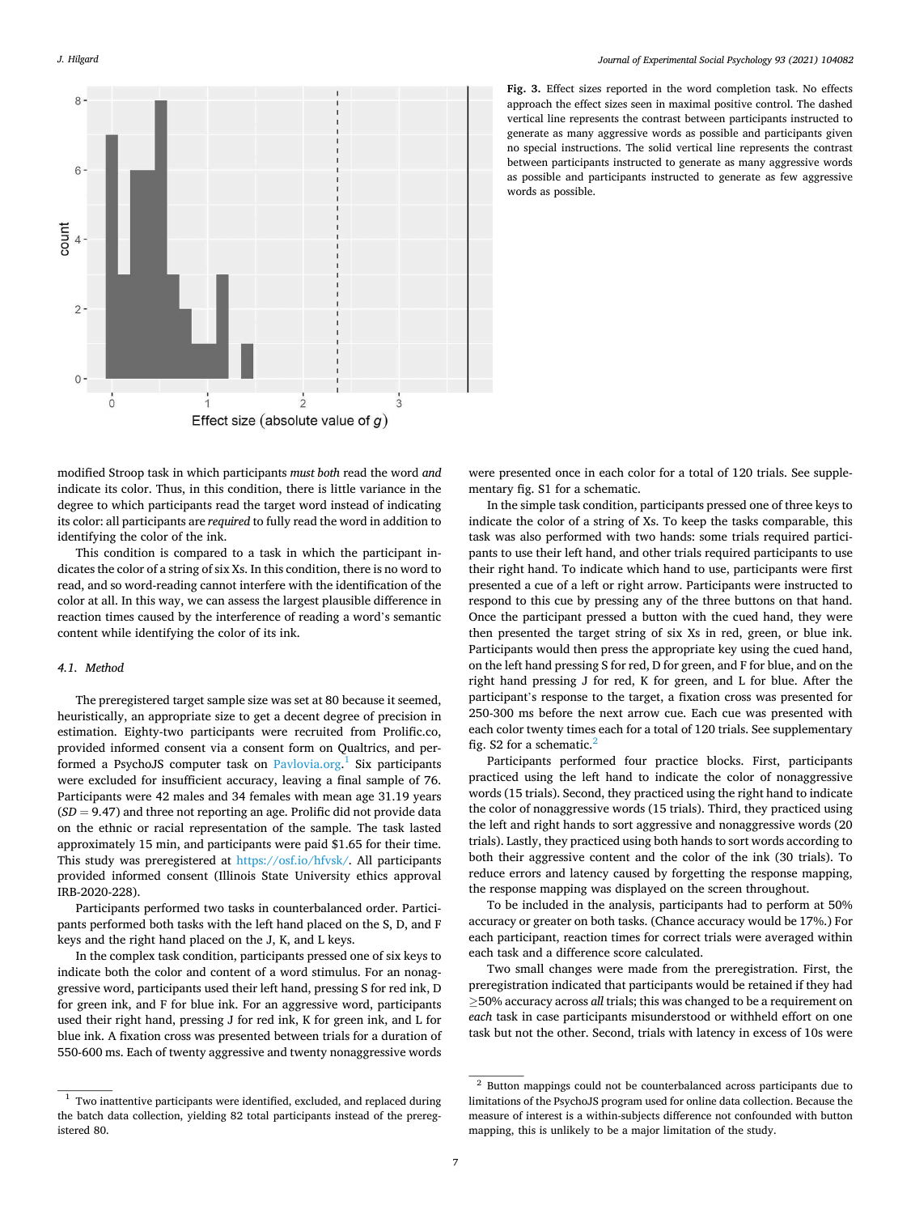Fig. 3. Effect sizes reported in the word completion task. No effects approach the effect sizes seen in maximal positive control. The dashed vertical line represents the contrast between participants instructed to generate as many aggressive words as possible and participants given no special instructions. The solid vertical line represents the contrast between participants instructed to generate as many aggressive words as possible and participants instructed to generate as few aggressive words as possible.

modified Stroop task in which participants *must both* read the word *and* indicate its color. Thus, in this condition, there is little variance in the degree to which participants read the target word instead of indicating its color: all participants are *required* to fully read the word in addition to identifying the color of the ink.

This condition is compared to a task in which the participant indicates the color of a string of six Xs. In this condition, there is no word to read, and so word-reading cannot interfere with the identification of the color at all. In this way, we can assess the largest plausible difference in reaction times caused by the interference of reading a word's semantic content while identifying the color of its ink.

### 4.1. Method

The preregistered target sample size was set at 80 because it seemed, heuristically, an appropriate size to get a decent degree of precision in estimation. Eighty-two participants were recruited from Prolific.co, provided informed consent via a consent form on Qualtrics, and performed a PsychoJS computer task on Pavlovia.org.[1] Six participants were excluded for insufficient accuracy, leaving a final sample of 76. Participants were 42 males and 34 females with mean age 31.19 years ($SD = 9.47$) and three not reporting an age. Prolific did not provide data on the ethnic or racial representation of the sample. The task lasted approximately 15 min, and participants were paid $1.65 for their time. This study was preregistered at https://osf.io/hfvsk/. All participants provided informed consent (Illinois State University ethics approval IRB-2020-228).

Participants performed two tasks in counterbalanced order. Participants performed both tasks with the left hand placed on the S, D, and F keys and the right hand placed on the J, K, and L keys.

In the complex task condition, participants pressed one of six keys to indicate both the color and content of a word stimulus. For an nonaggressive word, participants used their left hand, pressing S for red ink, D for green ink, and F for blue ink. For an aggressive word, participants used their right hand, pressing J for red ink, K for green ink, and L for blue ink. A fixation cross was presented between trials for a duration of 550-600 ms. Each of twenty aggressive and twenty nonaggressive words were presented once in each color for a total of 120 trials. See supplementary fig. S1 for a schematic.

In the simple task condition, participants pressed one of three keys to indicate the color of a string of Xs. To keep the tasks comparable, this task was also performed with two hands: some trials required participants to use their left hand, and other trials required participants to use their right hand. To indicate which hand to use, participants were first presented a cue of a left or right arrow. Participants were instructed to respond to this cue by pressing any of the three buttons on that hand. Once the participant pressed a button with the cued hand, they were then presented the target string of six Xs in red, green, or blue ink. Participants would then press the appropriate key using the cued hand, on the left hand pressing S for red, D for green, and F for blue, and on the right hand pressing J for red, K for green, and L for blue. After the participant's response to the target, a fixation cross was presented for 250-300 ms before the next arrow cue. Each cue was presented with each color twenty times each for a total of 120 trials. See supplementary fig. S2 for a schematic.[2]

Participants performed four practice blocks. First, participants practiced using the left hand to indicate the color of nonaggressive words (15 trials). Second, they practiced using the right hand to indicate the color of nonaggressive words (15 trials). Third, they practiced using the left and right hands to sort aggressive and nonaggressive words (20 trials). Lastly, they practiced using both hands to sort words according to both their aggressive content and the color of the ink (30 trials). To reduce errors and latency caused by forgetting the response mapping, the response mapping was displayed on the screen throughout.

To be included in the analysis, participants had to perform at 50% accuracy or greater on both tasks. (Chance accuracy would be 17%.) For each participant, reaction times for correct trials were averaged within each task and a difference score calculated.

Two small changes were made from the preregistration. First, the preregistration indicated that participants would be retained if they had ≥50% accuracy across *all* trials; this was changed to be a requirement on *each* task in case participants misunderstood or withheld effort on one task but not the other. Second, trials with latency in excess of 10s were

[1] Two inattentive participants were identified, excluded, and replaced during the batch data collection, yielding 82 total participants instead of the preregistered 80.

[2] Button mappings could not be counterbalanced across participants due to limitations of the PsychoJS program used for online data collection. Because the measure of interest is a within-subjects difference not confounded with button mapping, this is unlikely to be a major limitation of the study.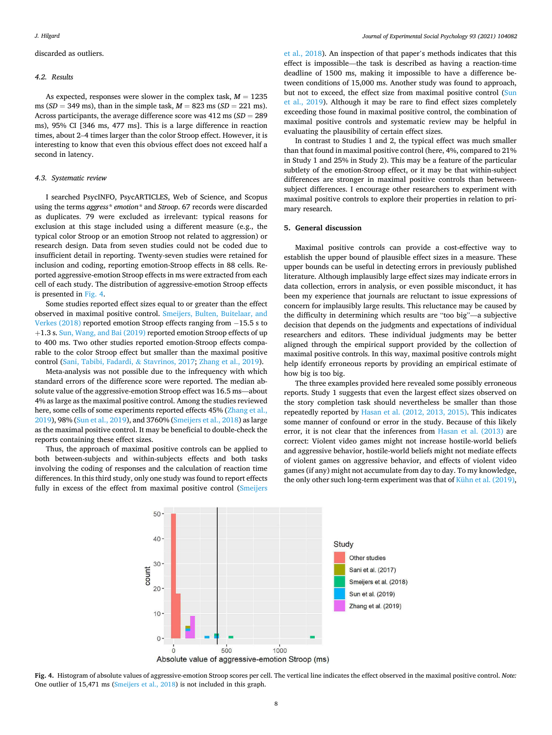discarded as outliers.

### 4.2. Results

As expected, responses were slower in the complex task, $M = 1235$ ms ($SD = 349$ ms), than in the simple task, $M = 823$ ms ($SD = 221$ ms). Across participants, the average difference score was 412 ms ($SD = 289$ ms), 95% CI [346 ms, 477 ms]. This is a large difference in reaction times, about 2–4 times larger than the color Stroop effect. However, it is interesting to know that even this obvious effect does not exceed half a second in latency.

### 4.3. Systematic review

I searched PsycINFO, PsycARTICLES, Web of Science, and Scopus using the terms *aggress* emotion** and *Stroop*. 67 records were discarded as duplicates. 79 were excluded as irrelevant: typical reasons for exclusion at this stage included using a different measure (e.g., the typical color Stroop or an emotion Stroop not related to aggression) or research design. Data from seven studies could not be coded due to insufficient detail in reporting. Twenty-seven studies were retained for inclusion and coding, reporting emotion-Stroop effects in 88 cells. Reported aggressive-emotion Stroop effects in ms were extracted from each cell of each study. The distribution of aggressive-emotion Stroop effects is presented in Fig. 4.

Some studies reported effect sizes equal to or greater than the effect observed in maximal positive control. Smeijers, Bulten, Buitelaar, and Verkes (2018) reported emotion Stroop effects ranging from −15.5 s to +1.3 s. Sun, Wang, and Bai (2019) reported emotion Stroop effects of up to 400 ms. Two other studies reported emotion-Stroop effects comparable to the color Stroop effect but smaller than the maximal positive control (Sani, Tabibi, Fadardi, & Stavrinos, 2017; Zhang et al., 2019).

Meta-analysis was not possible due to the infrequency with which standard errors of the difference score were reported. The median absolute value of the aggressive-emotion Stroop effect was 16.5 ms—about 4% as large as the maximal positive control. Among the studies reviewed here, some cells of some experiments reported effects 45% (Zhang et al., 2019), 98% (Sun et al., 2019), and 3760% (Smeijers et al., 2018) as large as the maximal positive control. It may be beneficial to double-check the reports containing these effect sizes.

Thus, the approach of maximal positive controls can be applied to both between-subjects and within-subjects effects and both tasks involving the coding of responses and the calculation of reaction time differences. In this third study, only one study was found to report effects fully in excess of the effect from maximal positive control (Smeijers et al., 2018). An inspection of that paper's methods indicates that this effect is impossible—the task is described as having a reaction-time deadline of 1500 ms, making it impossible to have a difference between conditions of 15,000 ms. Another study was found to approach, but not to exceed, the effect size from maximal positive control (Sun et al., 2019). Although it may be rare to find effect sizes completely exceeding those found in maximal positive control, the combination of maximal positive controls and systematic review may be helpful in evaluating the plausibility of certain effect sizes.

In contrast to Studies 1 and 2, the typical effect was much smaller than that found in maximal positive control (here, 4%, compared to 21% in Study 1 and 25% in Study 2). This may be a feature of the particular subtlety of the emotion-Stroop effect, or it may be that within-subject differences are stronger in maximal positive controls than between-subject differences. I encourage other researchers to experiment with maximal positive controls to explore their properties in relation to primary research.

## 5. General discussion

Maximal positive controls can provide a cost-effective way to establish the upper bound of plausible effect sizes in a measure. These upper bounds can be useful in detecting errors in previously published literature. Although implausibly large effect sizes may indicate errors in data collection, errors in analysis, or even possible misconduct, it has been my experience that journals are reluctant to issue expressions of concern for implausibly large results. This reluctance may be caused by the difficulty in determining which results are "too big"—a subjective decision that depends on the judgments and expectations of individual researchers and editors. These individual judgments may be better aligned through the empirical support provided by the collection of maximal positive controls. In this way, maximal positive controls might help identify erroneous reports by providing an empirical estimate of how big is too big.

The three examples provided here revealed some possibly erroneous reports. Study 1 suggests that even the largest effect sizes observed on the story completion task should nevertheless be smaller than those repeatedly reported by Hasan et al. (2012, 2013, 2015). This indicates some manner of confound or error in the study. Because of this likely error, it is not clear that the inferences from Hasan et al. (2013) are correct: Violent video games might not increase hostile-world beliefs and aggressive behavior, hostile-world beliefs might not mediate effects of violent games on aggressive behavior, and effects of violent video games (if any) might not accumulate from day to day. To my knowledge, the only other such long-term experiment was that of Kühn et al. (2019),

**Fig. 4.** Histogram of absolute values of aggressive-emotion Stroop scores per cell. The vertical line indicates the effect observed in the maximal positive control. *Note:* One outlier of 15,471 ms (Smeijers et al., 2018) is not included in this graph.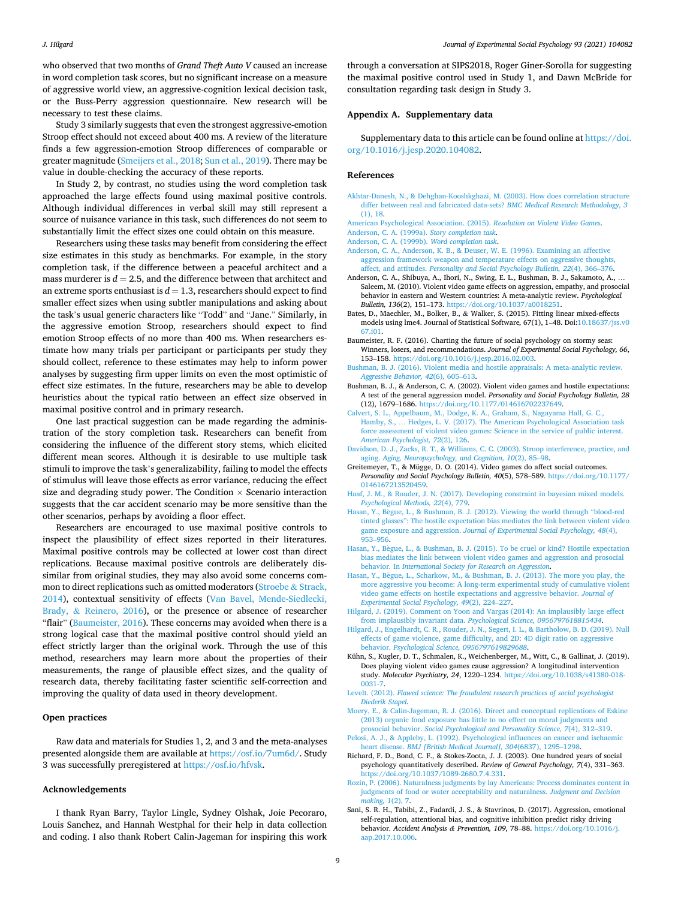who observed that two months of *Grand Theft Auto V* caused an increase in word completion task scores, but no significant increase on a measure of aggressive world view, an aggressive-cognition lexical decision task, or the Buss-Perry aggression questionnaire. New research will be necessary to test these claims.

Study 3 similarly suggests that even the strongest aggressive-emotion Stroop effect should not exceed about 400 ms. A review of the literature finds a few aggression-emotion Stroop differences of comparable or greater magnitude (Smeijers et al., 2018; Sun et al., 2019). There may be value in double-checking the accuracy of these reports.

In Study 2, by contrast, no studies using the word completion task approached the large effects found using maximal positive controls. Although individual differences in verbal skill may still represent a source of nuisance variance in this task, such differences do not seem to substantially limit the effect sizes one could obtain on this measure.

Researchers using these tasks may benefit from considering the effect size estimates in this study as benchmarks. For example, in the story completion task, if the difference between a peaceful architect and a mass murderer is $d = 2.5$, and the difference between that architect and an extreme sports enthusiast is $d = 1.3$, researchers should expect to find smaller effect sizes when using subtler manipulations and asking about the task's usual generic characters like "Todd" and "Jane." Similarly, in the aggressive emotion Stroop, researchers should expect to find emotion Stroop effects of no more than 400 ms. When researchers estimate how many trials per participant or participants per study they should collect, reference to these estimates may help to inform power analyses by suggesting firm upper limits on even the most optimistic of effect size estimates. In the future, researchers may be able to develop heuristics about the typical ratio between an effect size observed in maximal positive control and in primary research.

One last practical suggestion can be made regarding the administration of the story completion task. Researchers can benefit from considering the influence of the different story stems, which elicited different mean scores. Although it is desirable to use multiple task stimuli to improve the task's generalizability, failing to model the effects of stimulus will leave those effects as error variance, reducing the effect size and degrading study power. The Condition × Scenario interaction suggests that the car accident scenario may be more sensitive than the other scenarios, perhaps by avoiding a floor effect.

Researchers are encouraged to use maximal positive controls to inspect the plausibility of effect sizes reported in their literatures. Maximal positive controls may be collected at lower cost than direct replications. Because maximal positive controls are deliberately dissimilar from original studies, they may also avoid some concerns common to direct replications such as omitted moderators (Stroebe & Strack, 2014), contextual sensitivity of effects (Van Bavel, Mende-Siedlecki, Brady, & Reinero, 2016), or the presence or absence of researcher "flair" (Baumeister, 2016). These concerns may avoided when there is a strong logical case that the maximal positive control should yield an effect strictly larger than the original work. Through the use of this method, researchers may learn more about the properties of their measurements, the range of plausible effect sizes, and the quality of research data, thereby facilitating faster scientific self-correction and improving the quality of data used in theory development.

## Open practices

Raw data and materials for Studies 1, 2, and 3 and the meta-analyses presented alongside them are available at https://osf.io/7um6d/. Study 3 was successfully preregistered at https://osf.io/hfvsk.

## Acknowledgements

I thank Ryan Barry, Taylor Lingle, Sydney Olshak, Joie Pecoraro, Louis Sanchez, and Hannah Westphal for their help in data collection and coding. I also thank Robert Calin-Jageman for inspiring this work through a conversation at SIPS2018, Roger Giner-Sorolla for suggesting the maximal positive control used in Study 1, and Dawn McBride for consultation regarding task design in Study 3.

## Appendix A. Supplementary data

Supplementary data to this article can be found online at https://doi.org/10.1016/j.jesp.2020.104082.

## References

Akhtar-Danesh, N., & Dehghan-Kooshkghazi, M. (2003). How does correlation structure differ between real and fabricated data-sets? *BMC Medical Research Methodology, 3* (1), 18.

American Psychological Association. (2015). *Resolution on Violent Video Games*.

Anderson, C. A. (1999a). *Story completion task*.

Anderson, C. A. (1999b). *Word completion task*.

Anderson, C. A., Anderson, K. B., & Deuser, W. E. (1996). Examining an affective aggression framework weapon and temperature effects on aggressive thoughts, affect, and attitudes. *Personality and Social Psychology Bulletin, 22*(4), 366–376.

Anderson, C. A., Shibuya, A., Ihori, N., Swing, E. L., Bushman, B. J., Sakamoto, A., … Saleem, M. (2010). Violent video game effects on aggression, empathy, and prosocial behavior in eastern and Western countries: A meta-analytic review. *Psychological Bulletin, 136*(2), 151–173. https://doi.org/10.1037/a0018251.

Bates, D., Maechler, M., Bolker, B., & Walker, S. (2015). Fitting linear mixed-effects models using lme4. Journal of Statistical Software, 67(1), 1–48. Doi:10.18637/jss.v067.i01.

Baumeister, R. F. (2016). Charting the future of social psychology on stormy seas: Winners, losers, and recommendations. *Journal of Experimental Social Psychology, 66*, 153–158. https://doi.org/10.1016/j.jesp.2016.02.003.

Bushman, B. J. (2016). Violent media and hostile appraisals: A meta-analytic review. *Aggressive Behavior, 42*(6), 605–613.

Bushman, B. J., & Anderson, C. A. (2002). Violent video games and hostile expectations: A test of the general aggression model. *Personality and Social Psychology Bulletin, 28* (12), 1679–1686. https://doi.org/10.1177/014616702237649.

Calvert, S. L., Appelbaum, M., Dodge, K. A., Graham, S., Nagayama Hall, G. C., Hamby, S., … Hedges, L. V. (2017). The American Psychological Association task force assessment of violent video games: Science in the service of public interest. *American Psychologist, 72*(2), 126.

Davidson, D. J., Zacks, R. T., & Williams, C. C. (2003). Stroop interference, practice, and aging. *Aging, Neuropsychology, and Cognition, 10*(2), 85–98.

Greitemeyer, T., & Mügge, D. O. (2014). Video games do affect social outcomes. *Personality and Social Psychology Bulletin, 40*(5), 578–589. https://doi.org/10.1177/0146167213520459.

Haaf, J. M., & Rouder, J. N. (2017). Developing constraint in bayesian mixed models. *Psychological Methods, 22*(4), 779.

Hasan, Y., Bègue, L., & Bushman, B. J. (2012). Viewing the world through "blood-red tinted glasses": The hostile expectation bias mediates the link between violent video game exposure and aggression. *Journal of Experimental Social Psychology, 48*(4), 953–956.

Hasan, Y., Bègue, L., & Bushman, B. J. (2015). To be cruel or kind? Hostile expectation bias mediates the link between violent video games and aggression and prosocial behavior. In *International Society for Research on Aggression*.

Hasan, Y., Bègue, L., Scharkow, M., & Bushman, B. J. (2013). The more you play, the more aggressive you become: A long-term experimental study of cumulative violent video game effects on hostile expectations and aggressive behavior. *Journal of Experimental Social Psychology, 49*(2), 224–227.

Hilgard, J. (2019). Comment on Yoon and Vargas (2014): An implausibly large effect from implausibly invariant data. *Psychological Science, 0956797618815434*.

Hilgard, J., Engelhardt, C. R., Rouder, J. N., Segert, I. L., & Bartholow, B. D. (2019). Null effects of game violence, game difficulty, and 2D: 4D digit ratio on aggressive behavior. *Psychological Science, 0956797619829688*.

Kühn, S., Kugler, D. T., Schmalen, K., Weichenberger, M., Witt, C., & Gallinat, J. (2019). Does playing violent video games cause aggression? A longitudinal intervention study. *Molecular Psychiatry, 24*, 1220–1234. https://doi.org/10.1038/s41380-018-0031-7.

Levelt. (2012). *Flawed science: The fraudulent research practices of social psychologist Diederik Stapel*.

Moery, E., & Calin-Jageman, R. J. (2016). Direct and conceptual replications of Eskine (2013) organic food exposure has little to no effect on moral judgments and prosocial behavior. *Social Psychological and Personality Science, 7*(4), 312–319.

Pelosi, A. J., & Appleby, L. (1992). Psychological influences on cancer and ischaemic heart disease. *BMJ [British Medical Journal], 304*(6837), 1295–1298.

Richard, F. D., Bond, C. F., & Stokes-Zoota, J. J. (2003). One hundred years of social psychology quantitatively described. *Review of General Psychology, 7*(4), 331–363. https://doi.org/10.1037/1089-2680.7.4.331.

Rozin, P. (2006). Naturalness judgments by lay Americans: Process dominates content in judgments of food or water acceptability and naturalness. *Judgment and Decision making, 1*(2), 7.

Sani, S. R. H., Tabibi, Z., Fadardi, J. S., & Stavrinos, D. (2017). Aggression, emotional self-regulation, attentional bias, and cognitive inhibition predict risky driving behavior. *Accident Analysis & Prevention, 109*, 78–88. https://doi.org/10.1016/j.aap.2017.10.006.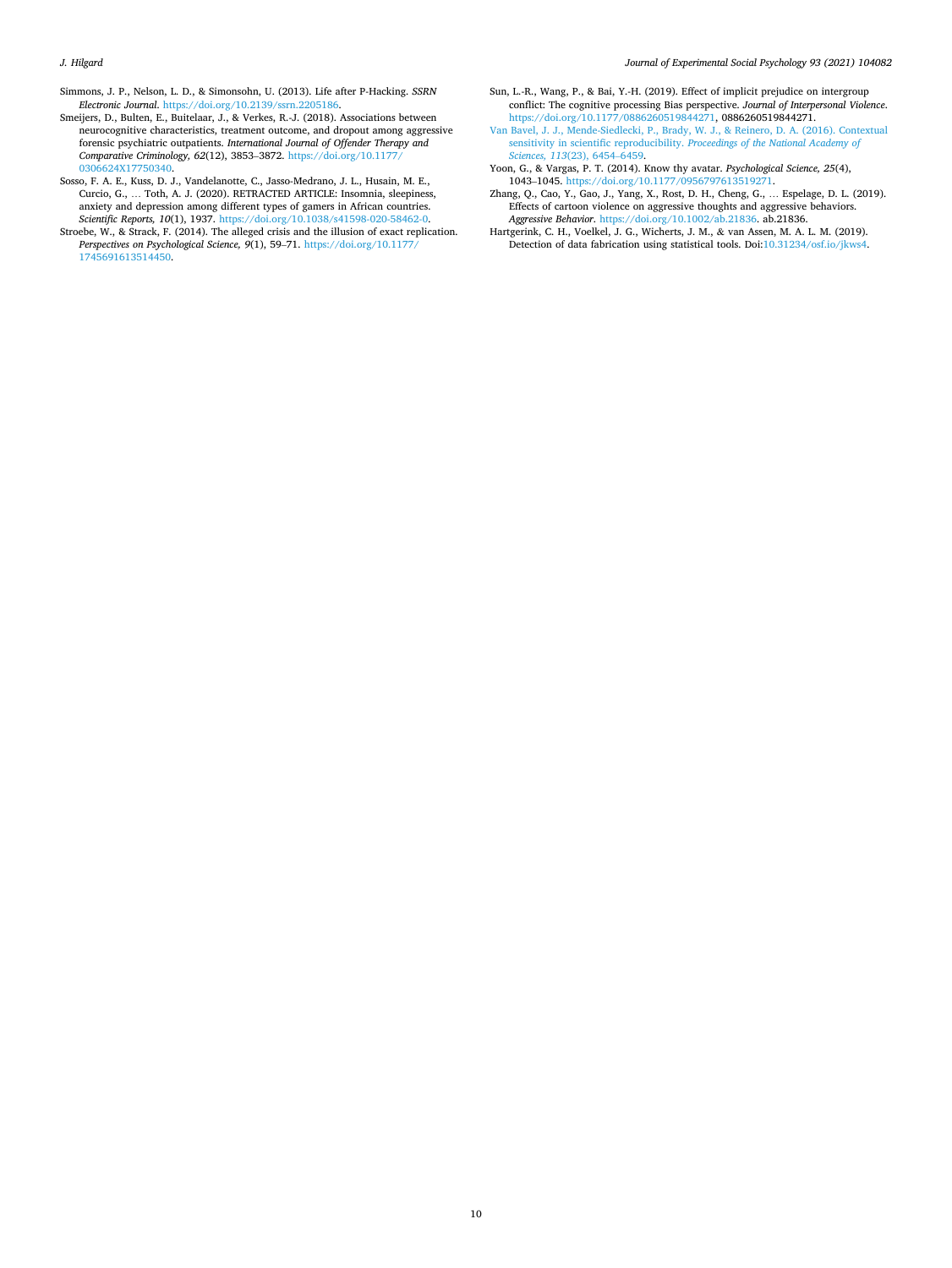Simmons, J. P., Nelson, L. D., & Simonsohn, U. (2013). Life after P-Hacking. *SSRN Electronic Journal*. https://doi.org/10.2139/ssrn.2205186.

Smeijers, D., Bulten, E., Buitelaar, J., & Verkes, R.-J. (2018). Associations between neurocognitive characteristics, treatment outcome, and dropout among aggressive forensic psychiatric outpatients. *International Journal of Offender Therapy and Comparative Criminology, 62*(12), 3853–3872. https://doi.org/10.1177/0306624X17750340.

Sosso, F. A. E., Kuss, D. J., Vandelanotte, C., Jasso-Medrano, J. L., Husain, M. E., Curcio, G., … Toth, A. J. (2020). RETRACTED ARTICLE: Insomnia, sleepiness, anxiety and depression among different types of gamers in African countries. *Scientific Reports, 10*(1), 1937. https://doi.org/10.1038/s41598-020-58462-0.

Stroebe, W., & Strack, F. (2014). The alleged crisis and the illusion of exact replication. *Perspectives on Psychological Science, 9*(1), 59–71. https://doi.org/10.1177/1745691613514450.

Sun, L.-R., Wang, P., & Bai, Y.-H. (2019). Effect of implicit prejudice on intergroup conflict: The cognitive processing Bias perspective. *Journal of Interpersonal Violence*. https://doi.org/10.1177/0886260519844271, 0886260519844271.

Van Bavel, J. J., Mende-Siedlecki, P., Brady, W. J., & Reinero, D. A. (2016). Contextual sensitivity in scientific reproducibility. *Proceedings of the National Academy of Sciences, 113*(23), 6454–6459.

Yoon, G., & Vargas, P. T. (2014). Know thy avatar. *Psychological Science, 25*(4), 1043–1045. https://doi.org/10.1177/0956797613519271.

Zhang, Q., Cao, Y., Gao, J., Yang, X., Rost, D. H., Cheng, G., … Espelage, D. L. (2019). Effects of cartoon violence on aggressive thoughts and aggressive behaviors. *Aggressive Behavior*. https://doi.org/10.1002/ab.21836. ab.21836.

Hartgerink, C. H., Voelkel, J. G., Wicherts, J. M., & van Assen, M. A. L. M. (2019). Detection of data fabrication using statistical tools. Doi:10.31234/osf.io/jkws4.